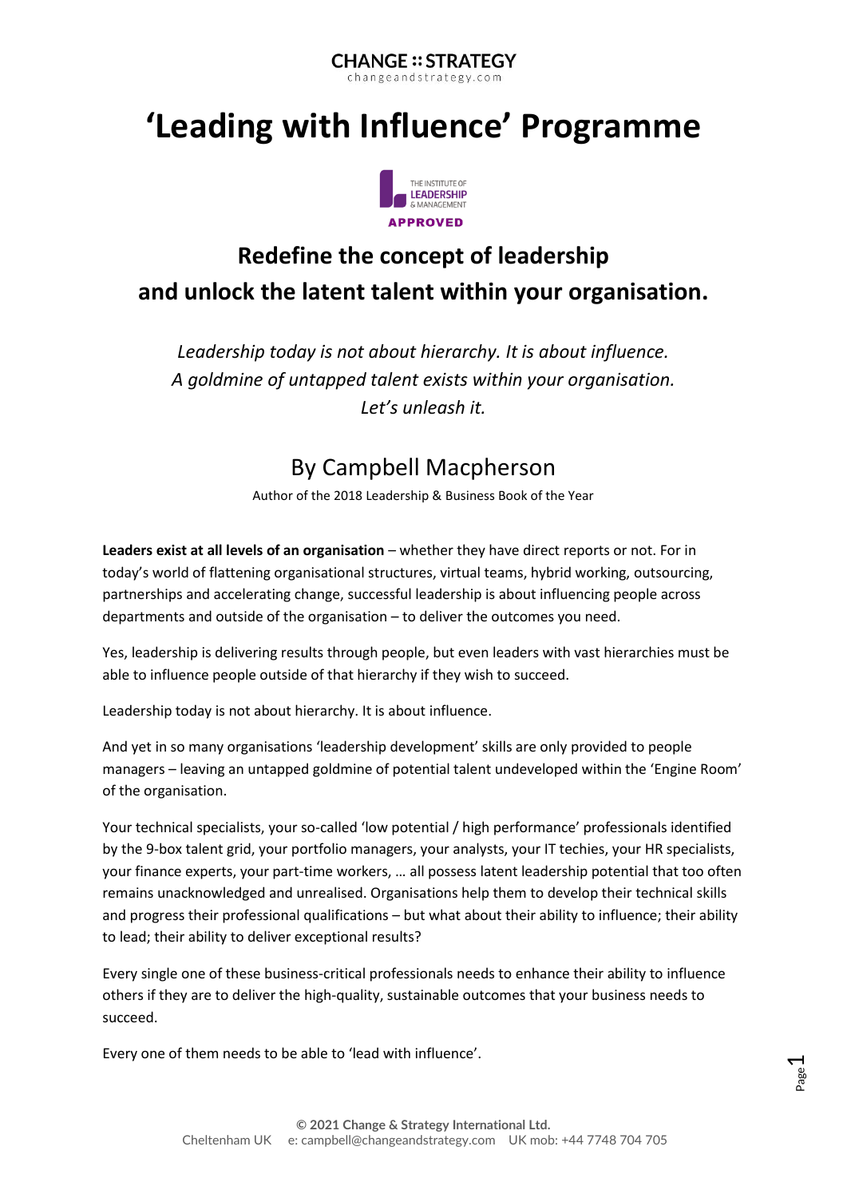CHANGE :: STRATEGY
changeandstrategy.com

# 'Leading with Influence' Programme

THE INSTITUTE OF LEADERSHIP & MANAGEMENT
APPROVED

## Redefine the concept of leadership and unlock the latent talent within your organisation.

*Leadership today is not about hierarchy. It is about influence.*
*A goldmine of untapped talent exists within your organisation.*
*Let's unleash it.*

### By Campbell Macpherson

Author of the 2018 Leadership & Business Book of the Year

**Leaders exist at all levels of an organisation** – whether they have direct reports or not. For in today's world of flattening organisational structures, virtual teams, hybrid working, outsourcing, partnerships and accelerating change, successful leadership is about influencing people across departments and outside of the organisation – to deliver the outcomes you need.

Yes, leadership is delivering results through people, but even leaders with vast hierarchies must be able to influence people outside of that hierarchy if they wish to succeed.

Leadership today is not about hierarchy. It is about influence.

And yet in so many organisations 'leadership development' skills are only provided to people managers – leaving an untapped goldmine of potential talent undeveloped within the 'Engine Room' of the organisation.

Your technical specialists, your so-called 'low potential / high performance' professionals identified by the 9-box talent grid, your portfolio managers, your analysts, your IT techies, your HR specialists, your finance experts, your part-time workers, … all possess latent leadership potential that too often remains unacknowledged and unrealised. Organisations help them to develop their technical skills and progress their professional qualifications – but what about their ability to influence; their ability to lead; their ability to deliver exceptional results?

Every single one of these business-critical professionals needs to enhance their ability to influence others if they are to deliver the high-quality, sustainable outcomes that your business needs to succeed.

Every one of them needs to be able to 'lead with influence'.

© 2021 Change & Strategy International Ltd.
Cheltenham UK e: campbell@changeandstrategy.com UK mob: +44 7748 704 705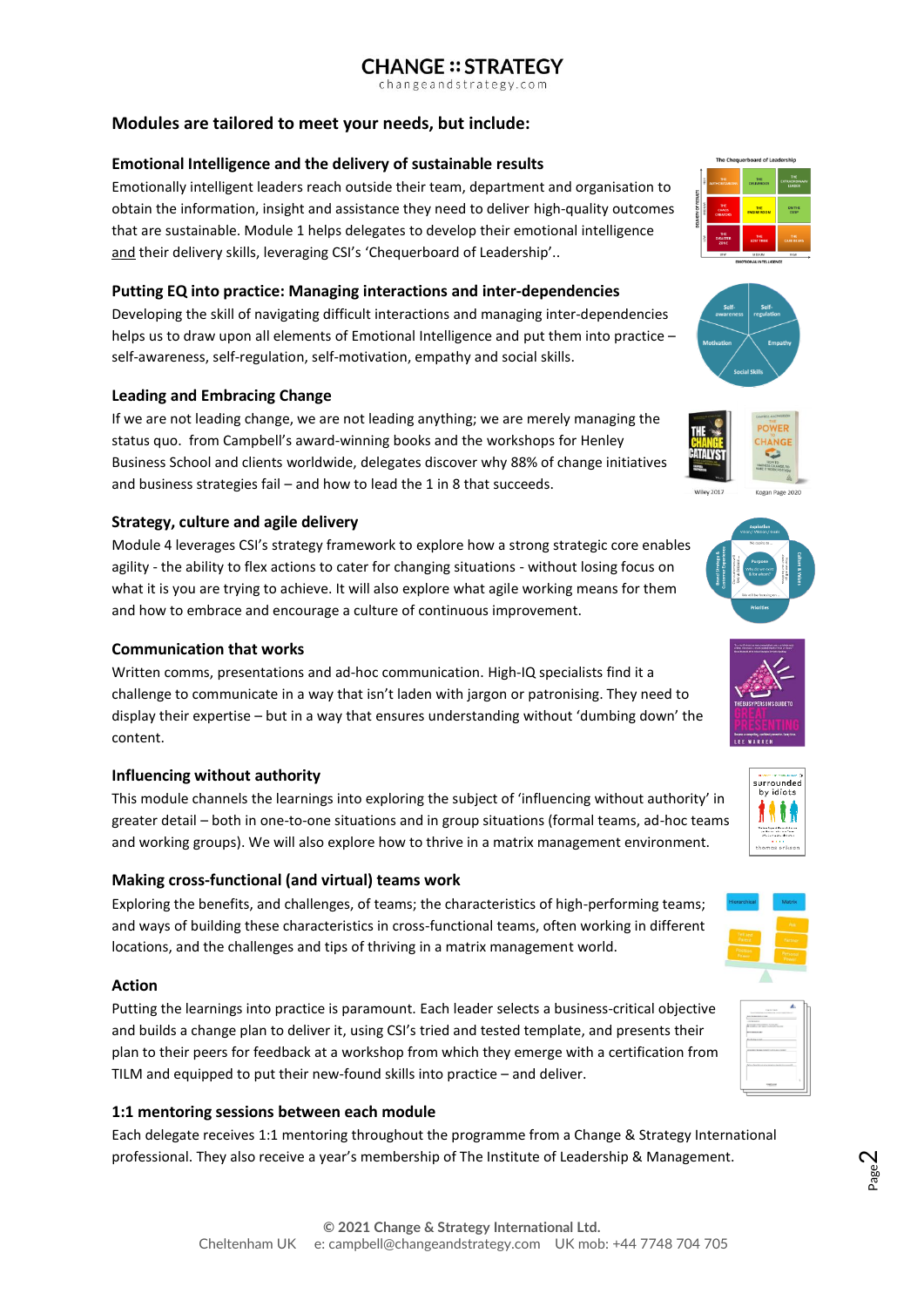# CHANGE :: STRATEGY

changeandstrategy.com

## Modules are tailored to meet your needs, but include:

### Emotional Intelligence and the delivery of sustainable results

Emotionally intelligent leaders reach outside their team, department and organisation to obtain the information, insight and assistance they need to deliver high-quality outcomes that are sustainable. Module 1 helps delegates to develop their emotional intelligence and their delivery skills, leveraging CSI's 'Chequerboard of Leadership'..

### Putting EQ into practice: Managing interactions and inter-dependencies

Developing the skill of navigating difficult interactions and managing inter-dependencies helps us to draw upon all elements of Emotional Intelligence and put them into practice – self-awareness, self-regulation, self-motivation, empathy and social skills.

### Leading and Embracing Change

If we are not leading change, we are not leading anything; we are merely managing the status quo. from Campbell's award-winning books and the workshops for Henley Business School and clients worldwide, delegates discover why 88% of change initiatives and business strategies fail – and how to lead the 1 in 8 that succeeds.

Wiley 2017 Kogan Page 2020

### Strategy, culture and agile delivery

Module 4 leverages CSI's strategy framework to explore how a strong strategic core enables agility - the ability to flex actions to cater for changing situations - without losing focus on what it is you are trying to achieve. It will also explore what agile working means for them and how to embrace and encourage a culture of continuous improvement.

### Communication that works

Written comms, presentations and ad-hoc communication. High-IQ specialists find it a challenge to communicate in a way that isn't laden with jargon or patronising. They need to display their expertise – but in a way that ensures understanding without 'dumbing down' the content.

### Influencing without authority

This module channels the learnings into exploring the subject of 'influencing without authority' in greater detail – both in one-to-one situations and in group situations (formal teams, ad-hoc teams and working groups). We will also explore how to thrive in a matrix management environment.

### Making cross-functional (and virtual) teams work

Exploring the benefits, and challenges, of teams; the characteristics of high-performing teams; and ways of building these characteristics in cross-functional teams, often working in different locations, and the challenges and tips of thriving in a matrix management world.

### Action

Putting the learnings into practice is paramount. Each leader selects a business-critical objective and builds a change plan to deliver it, using CSI's tried and tested template, and presents their plan to their peers for feedback at a workshop from which they emerge with a certification from TILM and equipped to put their new-found skills into practice – and deliver.

### 1:1 mentoring sessions between each module

Each delegate receives 1:1 mentoring throughout the programme from a Change & Strategy International professional. They also receive a year's membership of The Institute of Leadership & Management.

© 2021 Change & Strategy International Ltd.
Cheltenham UK e: campbell@changeandstrategy.com UK mob: +44 7748 704 705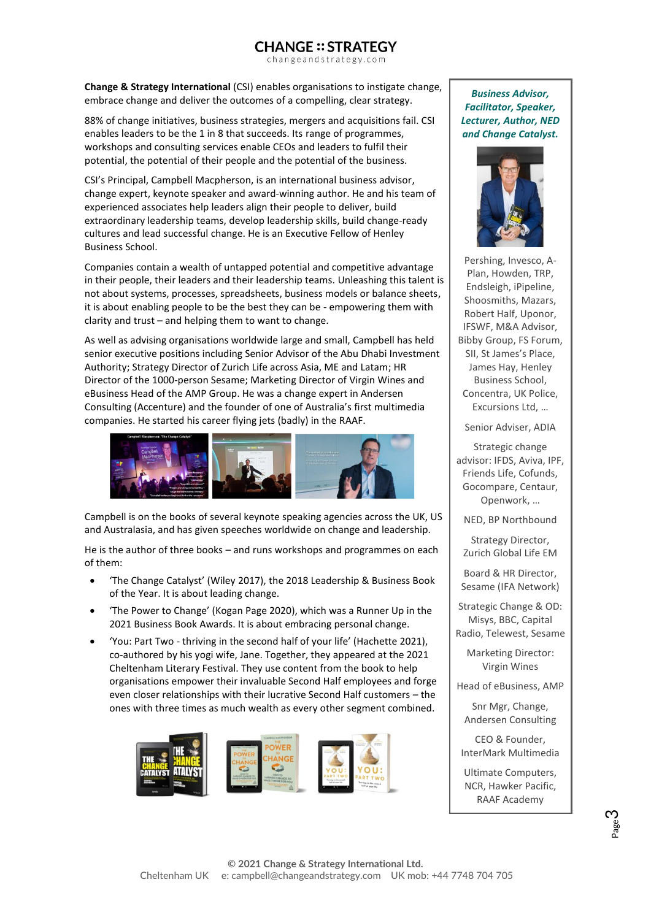# CHANGE :: STRATEGY

changeandstrategy.com

**Change & Strategy International** (CSI) enables organisations to instigate change, embrace change and deliver the outcomes of a compelling, clear strategy.

88% of change initiatives, business strategies, mergers and acquisitions fail. CSI enables leaders to be the 1 in 8 that succeeds. Its range of programmes, workshops and consulting services enable CEOs and leaders to fulfil their potential, the potential of their people and the potential of the business.

CSI's Principal, Campbell Macpherson, is an international business advisor, change expert, keynote speaker and award-winning author. He and his team of experienced associates help leaders align their people to deliver, build extraordinary leadership teams, develop leadership skills, build change-ready cultures and lead successful change. He is an Executive Fellow of Henley Business School.

Companies contain a wealth of untapped potential and competitive advantage in their people, their leaders and their leadership teams. Unleashing this talent is not about systems, processes, spreadsheets, business models or balance sheets, it is about enabling people to be the best they can be - empowering them with clarity and trust – and helping them to want to change.

As well as advising organisations worldwide large and small, Campbell has held senior executive positions including Senior Advisor of the Abu Dhabi Investment Authority; Strategy Director of Zurich Life across Asia, ME and Latam; HR Director of the 1000-person Sesame; Marketing Director of Virgin Wines and eBusiness Head of the AMP Group. He was a change expert in Andersen Consulting (Accenture) and the founder of one of Australia's first multimedia companies. He started his career flying jets (badly) in the RAAF.

Campbell is on the books of several keynote speaking agencies across the UK, US and Australasia, and has given speeches worldwide on change and leadership.

He is the author of three books – and runs workshops and programmes on each of them:

- 'The Change Catalyst' (Wiley 2017), the 2018 Leadership & Business Book of the Year. It is about leading change.
- 'The Power to Change' (Kogan Page 2020), which was a Runner Up in the 2021 Business Book Awards. It is about embracing personal change.
- 'You: Part Two - thriving in the second half of your life' (Hachette 2021), co-authored by his yogi wife, Jane. Together, they appeared at the 2021 Cheltenham Literary Festival. They use content from the book to help organisations empower their invaluable Second Half employees and forge even closer relationships with their lucrative Second Half customers – the ones with three times as much wealth as every other segment combined.

***Business Advisor, Facilitator, Speaker, Lecturer, Author, NED and Change Catalyst.***

Pershing, Invesco, A-Plan, Howden, TRP, Endsleigh, iPipeline, Shoosmiths, Mazars, Robert Half, Uponor, IFSWF, M&A Advisor, Bibby Group, FS Forum, SII, St James's Place, James Hay, Henley Business School, Concentra, UK Police, Excursions Ltd, …

Senior Adviser, ADIA

Strategic change advisor: IFDS, Aviva, IPF, Friends Life, Cofunds, Gocompare, Centaur, Openwork, …

NED, BP Northbound

Strategy Director, Zurich Global Life EM

Board & HR Director, Sesame (IFA Network)

Strategic Change & OD: Misys, BBC, Capital Radio, Telewest, Sesame

Marketing Director: Virgin Wines

Head of eBusiness, AMP

Snr Mgr, Change, Andersen Consulting

CEO & Founder, InterMark Multimedia

Ultimate Computers, NCR, Hawker Pacific, RAAF Academy

**© 2021 Change & Strategy International Ltd.**

Cheltenham UK e: campbell@changeandstrategy.com UK mob: +44 7748 704 705